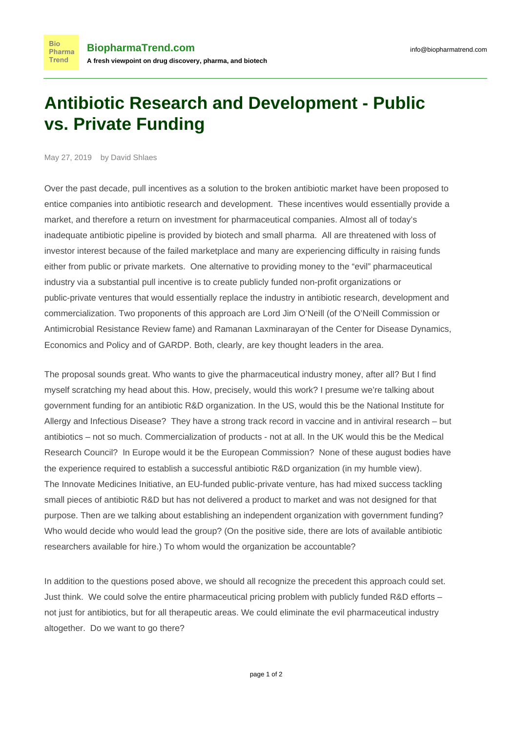# Antibiotic Research and Development - Public vs. Private Funding

May 27, 2019 by David Shlaes

Over the past decade, pull incentives as a solution to the broken antibiotic market have been proposed to entice companies into antibiotic research and development. These incentives would essentially provide a market, and therefore a return on investment for pharmaceutical companies. Almost all of today's inadequate antibiotic pipeline is provided by biotech and small pharma. All are threatened with loss of investor interest because of the failed marketplace and many are experiencing difficulty in raising funds either from public or private markets. One alternative to providing money to the "evil" pharmaceutical industry via a substantial pull incentive is to create publicly funded non-profit organizations or public-private ventures that would essentially replace the industry in antibiotic research, development and commercialization. Two proponents of this approach are Lord Jim O'Neill (of the O'Neill Commission or Antimicrobial Resistance Review fame) and Ramanan Laxminarayan of the Center for Disease Dynamics, Economics and Policy and of GARDP. Both, clearly, are key thought leaders in the area.

The proposal sounds great. Who wants to give the pharmaceutical industry money, after all? But I find myself scratching my head about this. How, precisely, would this work? I presume we're talking about government funding for an antibiotic R&D organization. In the US, would this be the National Institute for Allergy and Infectious Disease? They have a strong track record in vaccine and in antiviral research – but antibiotics – not so much. Commercialization of products - not at all. In the UK would this be the Medical Research Council? In Europe would it be the European Commission? None of these august bodies have the experience required to establish a successful antibiotic R&D organization (in my humble view). The Innovate Medicines Initiative, an EU-funded public-private venture, has had mixed success tackling small pieces of antibiotic R&D but has not delivered a product to market and was not designed for that purpose. Then are we talking about establishing an independent organization with government funding? Who would decide who would lead the group? (On the positive side, there are lots of available antibiotic researchers available for hire.) To whom would the organization be accountable?

In addition to the questions posed above, we should all recognize the precedent this approach could set. Just think. We could solve the entire pharmaceutical pricing problem with publicly funded R&D efforts – not just for antibiotics, but for all therapeutic areas. We could eliminate the evil pharmaceutical industry altogether. Do we want to go there?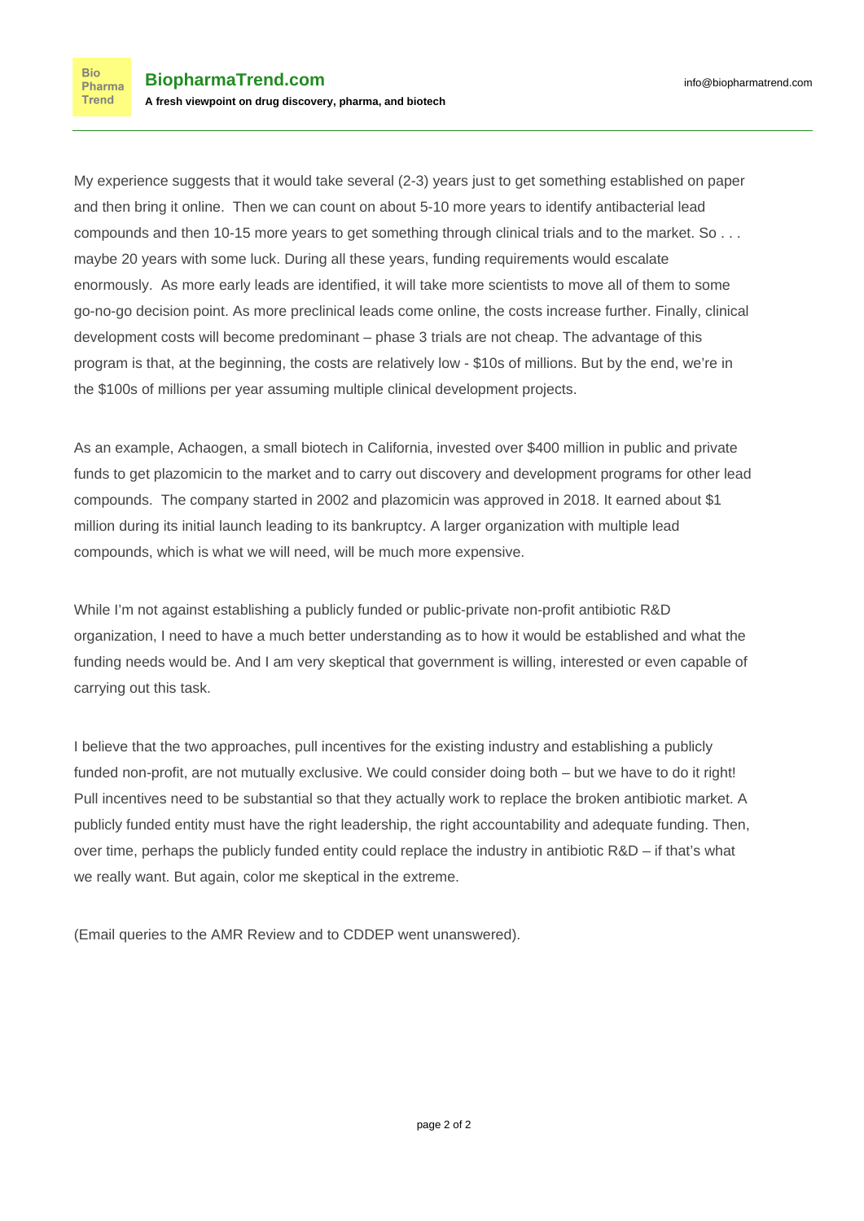My experience suggests that it would take several (2-3) years just to get something established on paper and then bring it online. Then we can count on about 5-10 more years to identify antibacterial lead compounds and then 10-15 more years to get something through clinical trials and to the market. So . . . maybe 20 years with some luck. During all these years, funding requirements would escalate enormously. As more early leads are identified, it will take more scientists to move all of them to some go-no-go decision point. As more preclinical leads come online, the costs increase further. Finally, clinical development costs will become predominant – phase 3 trials are not cheap. The advantage of this program is that, at the beginning, the costs are relatively low - $10s of millions. But by the end, we're in the $100s of millions per year assuming multiple clinical development projects.

As an example, Achaogen, a small biotech in California, invested over $400 million in public and private funds to get plazomicin to the market and to carry out discovery and development programs for other lead compounds. The company started in 2002 and plazomicin was approved in 2018. It earned about $1 million during its initial launch leading to its bankruptcy. A larger organization with multiple lead compounds, which is what we will need, will be much more expensive.

While I'm not against establishing a publicly funded or public-private non-profit antibiotic R&D organization, I need to have a much better understanding as to how it would be established and what the funding needs would be. And I am very skeptical that government is willing, interested or even capable of carrying out this task.

I believe that the two approaches, pull incentives for the existing industry and establishing a publicly funded non-profit, are not mutually exclusive. We could consider doing both – but we have to do it right! Pull incentives need to be substantial so that they actually work to replace the broken antibiotic market. A publicly funded entity must have the right leadership, the right accountability and adequate funding. Then, over time, perhaps the publicly funded entity could replace the industry in antibiotic R&D – if that's what we really want. But again, color me skeptical in the extreme.

(Email queries to the AMR Review and to CDDEP went unanswered).